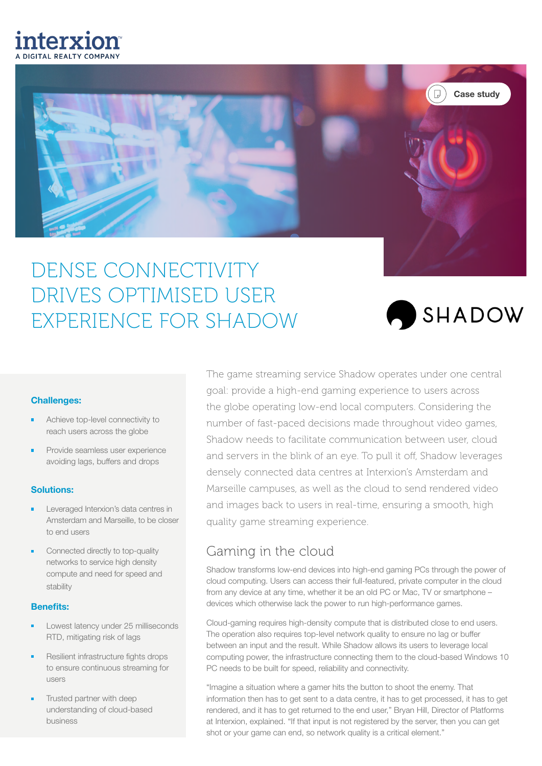interxion
A DIGITAL REALTY COMPANY

Case study

# DENSE CONNECTIVITY DRIVES OPTIMISED USER EXPERIENCE FOR SHADOW

SHADOW

**Challenges:**

- Achieve top-level connectivity to reach users across the globe
- Provide seamless user experience avoiding lags, buffers and drops

**Solutions:**

- Leveraged Interxion's data centres in Amsterdam and Marseille, to be closer to end users
- Connected directly to top-quality networks to service high density compute and need for speed and stability

**Benefits:**

- Lowest latency under 25 milliseconds RTD, mitigating risk of lags
- Resilient infrastructure fights drops to ensure continuous streaming for users
- Trusted partner with deep understanding of cloud-based business

The game streaming service Shadow operates under one central goal: provide a high-end gaming experience to users across the globe operating low-end local computers. Considering the number of fast-paced decisions made throughout video games, Shadow needs to facilitate communication between user, cloud and servers in the blink of an eye. To pull it off, Shadow leverages densely connected data centres at Interxion's Amsterdam and Marseille campuses, as well as the cloud to send rendered video and images back to users in real-time, ensuring a smooth, high quality game streaming experience.

## Gaming in the cloud

Shadow transforms low-end devices into high-end gaming PCs through the power of cloud computing. Users can access their full-featured, private computer in the cloud from any device at any time, whether it be an old PC or Mac, TV or smartphone – devices which otherwise lack the power to run high-performance games.

Cloud-gaming requires high-density compute that is distributed close to end users. The operation also requires top-level network quality to ensure no lag or buffer between an input and the result. While Shadow allows its users to leverage local computing power, the infrastructure connecting them to the cloud-based Windows 10 PC needs to be built for speed, reliability and connectivity.

"Imagine a situation where a gamer hits the button to shoot the enemy. That information then has to get sent to a data centre, it has to get processed, it has to get rendered, and it has to get returned to the end user," Bryan Hill, Director of Platforms at Interxion, explained. "If that input is not registered by the server, then you can get shot or your game can end, so network quality is a critical element."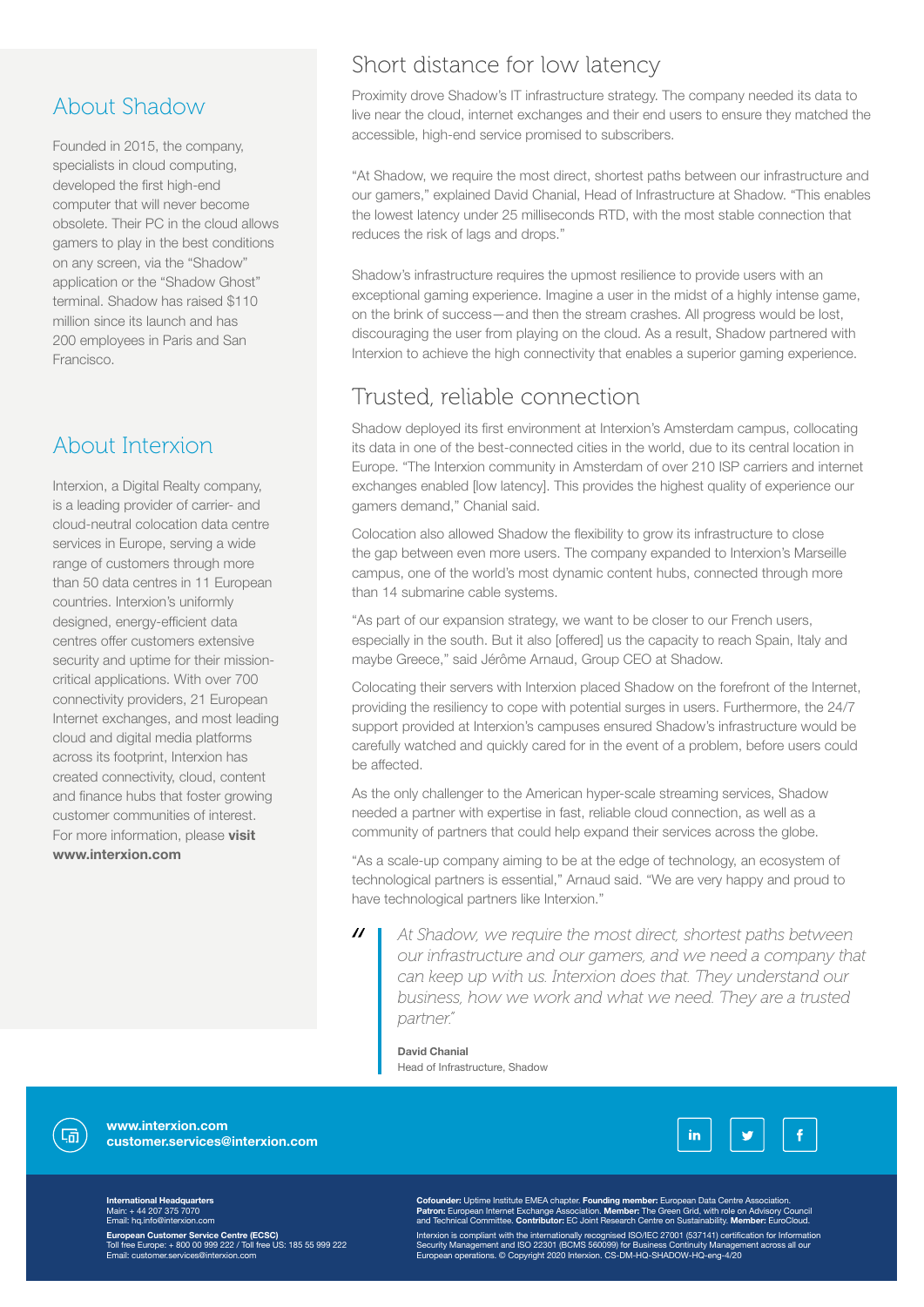## About Shadow

Founded in 2015, the company, specialists in cloud computing, developed the first high-end computer that will never become obsolete. Their PC in the cloud allows gamers to play in the best conditions on any screen, via the "Shadow" application or the "Shadow Ghost" terminal. Shadow has raised $110 million since its launch and has 200 employees in Paris and San Francisco.

## About Interxion

Interxion, a Digital Realty company, is a leading provider of carrier- and cloud-neutral colocation data centre services in Europe, serving a wide range of customers through more than 50 data centres in 11 European countries. Interxion's uniformly designed, energy-efficient data centres offer customers extensive security and uptime for their mission-critical applications. With over 700 connectivity providers, 21 European Internet exchanges, and most leading cloud and digital media platforms across its footprint, Interxion has created connectivity, cloud, content and finance hubs that foster growing customer communities of interest. For more information, please **visit www.interxion.com**

## Short distance for low latency

Proximity drove Shadow's IT infrastructure strategy. The company needed its data to live near the cloud, internet exchanges and their end users to ensure they matched the accessible, high-end service promised to subscribers.

"At Shadow, we require the most direct, shortest paths between our infrastructure and our gamers," explained David Chanial, Head of Infrastructure at Shadow. "This enables the lowest latency under 25 milliseconds RTD, with the most stable connection that reduces the risk of lags and drops."

Shadow's infrastructure requires the upmost resilience to provide users with an exceptional gaming experience. Imagine a user in the midst of a highly intense game, on the brink of success—and then the stream crashes. All progress would be lost, discouraging the user from playing on the cloud. As a result, Shadow partnered with Interxion to achieve the high connectivity that enables a superior gaming experience.

## Trusted, reliable connection

Shadow deployed its first environment at Interxion's Amsterdam campus, collocating its data in one of the best-connected cities in the world, due to its central location in Europe. "The Interxion community in Amsterdam of over 210 ISP carriers and internet exchanges enabled [low latency]. This provides the highest quality of experience our gamers demand," Chanial said.

Colocation also allowed Shadow the flexibility to grow its infrastructure to close the gap between even more users. The company expanded to Interxion's Marseille campus, one of the world's most dynamic content hubs, connected through more than 14 submarine cable systems.

"As part of our expansion strategy, we want to be closer to our French users, especially in the south. But it also [offered] us the capacity to reach Spain, Italy and maybe Greece," said Jérôme Arnaud, Group CEO at Shadow.

Colocating their servers with Interxion placed Shadow on the forefront of the Internet, providing the resiliency to cope with potential surges in users. Furthermore, the 24/7 support provided at Interxion's campuses ensured Shadow's infrastructure would be carefully watched and quickly cared for in the event of a problem, before users could be affected.

As the only challenger to the American hyper-scale streaming services, Shadow needed a partner with expertise in fast, reliable cloud connection, as well as a community of partners that could help expand their services across the globe.

"As a scale-up company aiming to be at the edge of technology, an ecosystem of technological partners is essential," Arnaud said. "We are very happy and proud to have technological partners like Interxion."

> *At Shadow, we require the most direct, shortest paths between our infrastructure and our gamers, and we need a company that can keep up with us. Interxion does that. They understand our business, how we work and what we need. They are a trusted partner."*
>
> **David Chanial**
> Head of Infrastructure, Shadow

**www.interxion.com**
**customer.services@interxion.com**

**International Headquarters**
Main: + 44 207 375 7070
Email: hq.info@interxion.com

**European Customer Service Centre (ECSC)**
Toll free Europe: + 800 00 999 222 / Toll free US: 185 55 999 222
Email: customer.services@interxion.com

**Cofounder:** Uptime Institute EMEA chapter. **Founding member:** European Data Centre Association. **Patron:** European Internet Exchange Association. **Member:** The Green Grid, with role on Advisory Council and Technical Committee. **Contributor:** EC Joint Research Centre on Sustainability. **Member:** EuroCloud.

Interxion is compliant with the internationally recognised ISO/IEC 27001 (537141) certification for Information Security Management and ISO 22301 (BCMS 560099) for Business Continuity Management across all our European operations. © Copyright 2020 Interxion. CS-DM-HQ-SHADOW-HQ-eng-4/20